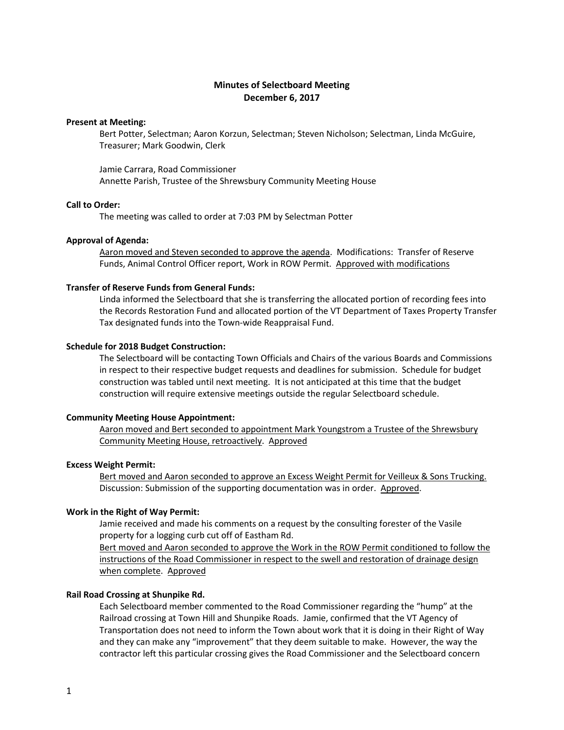# Minutes of Selectboard Meeting
## December 6, 2017

**Present at Meeting:**

Bert Potter, Selectman; Aaron Korzun, Selectman; Steven Nicholson; Selectman, Linda McGuire, Treasurer; Mark Goodwin, Clerk

Jamie Carrara, Road Commissioner
Annette Parish, Trustee of the Shrewsbury Community Meeting House

**Call to Order:**

The meeting was called to order at 7:03 PM by Selectman Potter

**Approval of Agenda:**

<u>Aaron moved and Steven seconded to approve the agenda</u>. Modifications: Transfer of Reserve Funds, Animal Control Officer report, Work in ROW Permit. <u>Approved with modifications</u>

**Transfer of Reserve Funds from General Funds:**

Linda informed the Selectboard that she is transferring the allocated portion of recording fees into the Records Restoration Fund and allocated portion of the VT Department of Taxes Property Transfer Tax designated funds into the Town-wide Reappraisal Fund.

**Schedule for 2018 Budget Construction:**

The Selectboard will be contacting Town Officials and Chairs of the various Boards and Commissions in respect to their respective budget requests and deadlines for submission. Schedule for budget construction was tabled until next meeting. It is not anticipated at this time that the budget construction will require extensive meetings outside the regular Selectboard schedule.

**Community Meeting House Appointment:**

<u>Aaron moved and Bert seconded to appointment Mark Youngstrom a Trustee of the Shrewsbury Community Meeting House, retroactively</u>. <u>Approved</u>

**Excess Weight Permit:**

<u>Bert moved and Aaron seconded to approve an Excess Weight Permit for Veilleux & Sons Trucking.</u> Discussion: Submission of the supporting documentation was in order. <u>Approved</u>.

**Work in the Right of Way Permit:**

Jamie received and made his comments on a request by the consulting forester of the Vasile property for a logging curb cut off of Eastham Rd.
<u>Bert moved and Aaron seconded to approve the Work in the ROW Permit conditioned to follow the instructions of the Road Commissioner in respect to the swell and restoration of drainage design when complete</u>. <u>Approved</u>

**Rail Road Crossing at Shunpike Rd.**

Each Selectboard member commented to the Road Commissioner regarding the "hump" at the Railroad crossing at Town Hill and Shunpike Roads. Jamie, confirmed that the VT Agency of Transportation does not need to inform the Town about work that it is doing in their Right of Way and they can make any "improvement" that they deem suitable to make. However, the way the contractor left this particular crossing gives the Road Commissioner and the Selectboard concern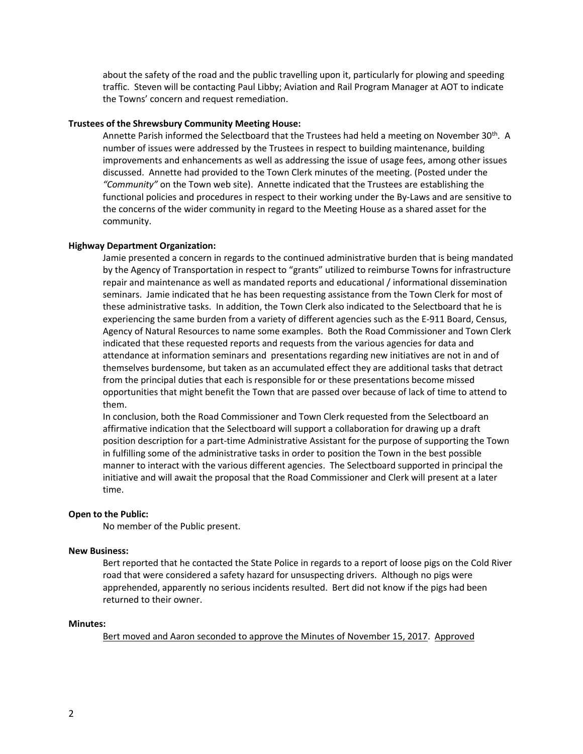about the safety of the road and the public travelling upon it, particularly for plowing and speeding traffic. Steven will be contacting Paul Libby; Aviation and Rail Program Manager at AOT to indicate the Towns' concern and request remediation.

**Trustees of the Shrewsbury Community Meeting House:**

Annette Parish informed the Selectboard that the Trustees had held a meeting on November 30th. A number of issues were addressed by the Trustees in respect to building maintenance, building improvements and enhancements as well as addressing the issue of usage fees, among other issues discussed. Annette had provided to the Town Clerk minutes of the meeting. (Posted under the *"Community"* on the Town web site). Annette indicated that the Trustees are establishing the functional policies and procedures in respect to their working under the By-Laws and are sensitive to the concerns of the wider community in regard to the Meeting House as a shared asset for the community.

**Highway Department Organization:**

Jamie presented a concern in regards to the continued administrative burden that is being mandated by the Agency of Transportation in respect to "grants" utilized to reimburse Towns for infrastructure repair and maintenance as well as mandated reports and educational / informational dissemination seminars. Jamie indicated that he has been requesting assistance from the Town Clerk for most of these administrative tasks. In addition, the Town Clerk also indicated to the Selectboard that he is experiencing the same burden from a variety of different agencies such as the E-911 Board, Census, Agency of Natural Resources to name some examples. Both the Road Commissioner and Town Clerk indicated that these requested reports and requests from the various agencies for data and attendance at information seminars and presentations regarding new initiatives are not in and of themselves burdensome, but taken as an accumulated effect they are additional tasks that detract from the principal duties that each is responsible for or these presentations become missed opportunities that might benefit the Town that are passed over because of lack of time to attend to them.

In conclusion, both the Road Commissioner and Town Clerk requested from the Selectboard an affirmative indication that the Selectboard will support a collaboration for drawing up a draft position description for a part-time Administrative Assistant for the purpose of supporting the Town in fulfilling some of the administrative tasks in order to position the Town in the best possible manner to interact with the various different agencies. The Selectboard supported in principal the initiative and will await the proposal that the Road Commissioner and Clerk will present at a later time.

**Open to the Public:**

No member of the Public present.

**New Business:**

Bert reported that he contacted the State Police in regards to a report of loose pigs on the Cold River road that were considered a safety hazard for unsuspecting drivers. Although no pigs were apprehended, apparently no serious incidents resulted. Bert did not know if the pigs had been returned to their owner.

**Minutes:**

Bert moved and Aaron seconded to approve the Minutes of November 15, 2017. Approved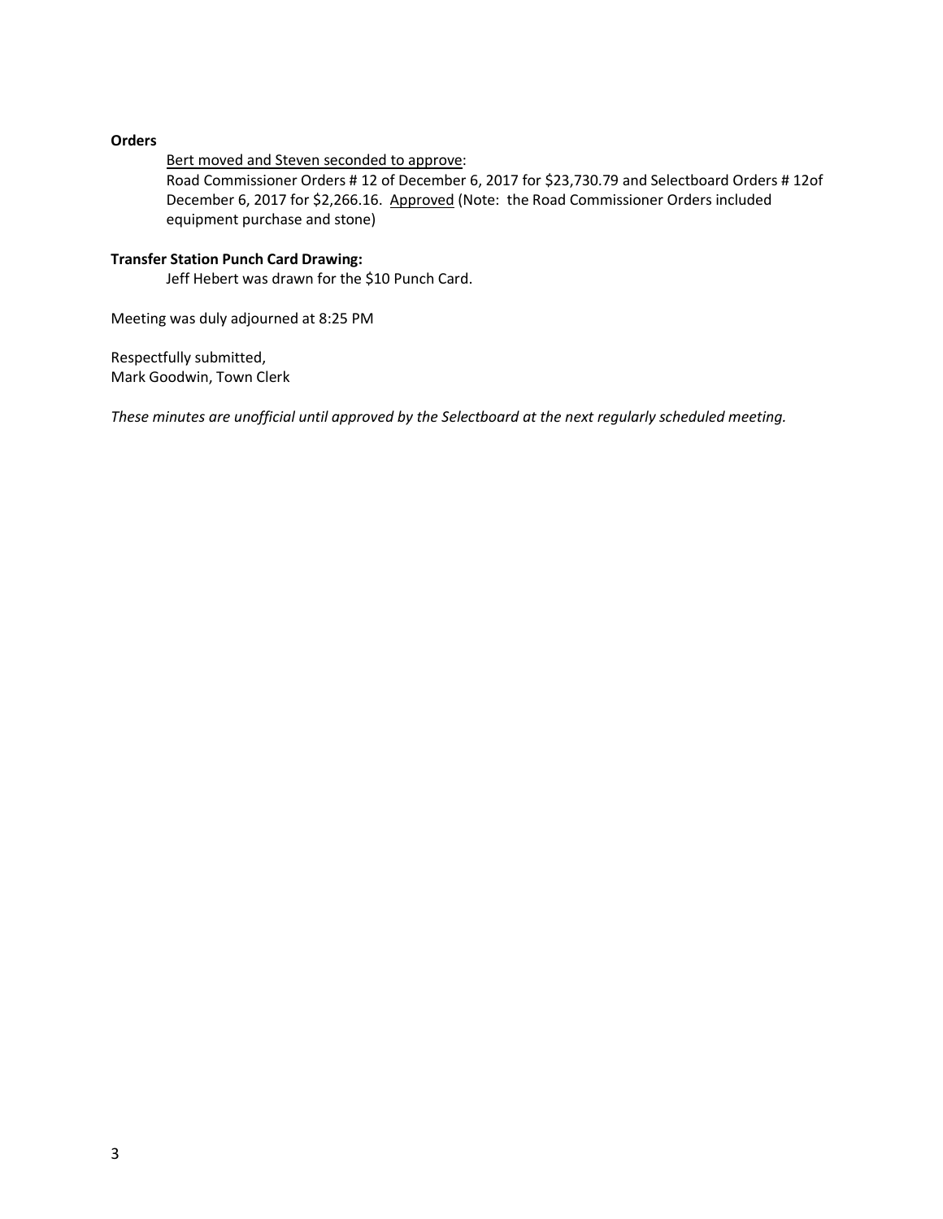**Orders**

Bert moved and Steven seconded to approve:
Road Commissioner Orders # 12 of December 6, 2017 for $23,730.79 and Selectboard Orders # 12of December 6, 2017 for $2,266.16. Approved (Note: the Road Commissioner Orders included equipment purchase and stone)

**Transfer Station Punch Card Drawing:**

Jeff Hebert was drawn for the $10 Punch Card.

Meeting was duly adjourned at 8:25 PM

Respectfully submitted,
Mark Goodwin, Town Clerk

*These minutes are unofficial until approved by the Selectboard at the next regularly scheduled meeting.*